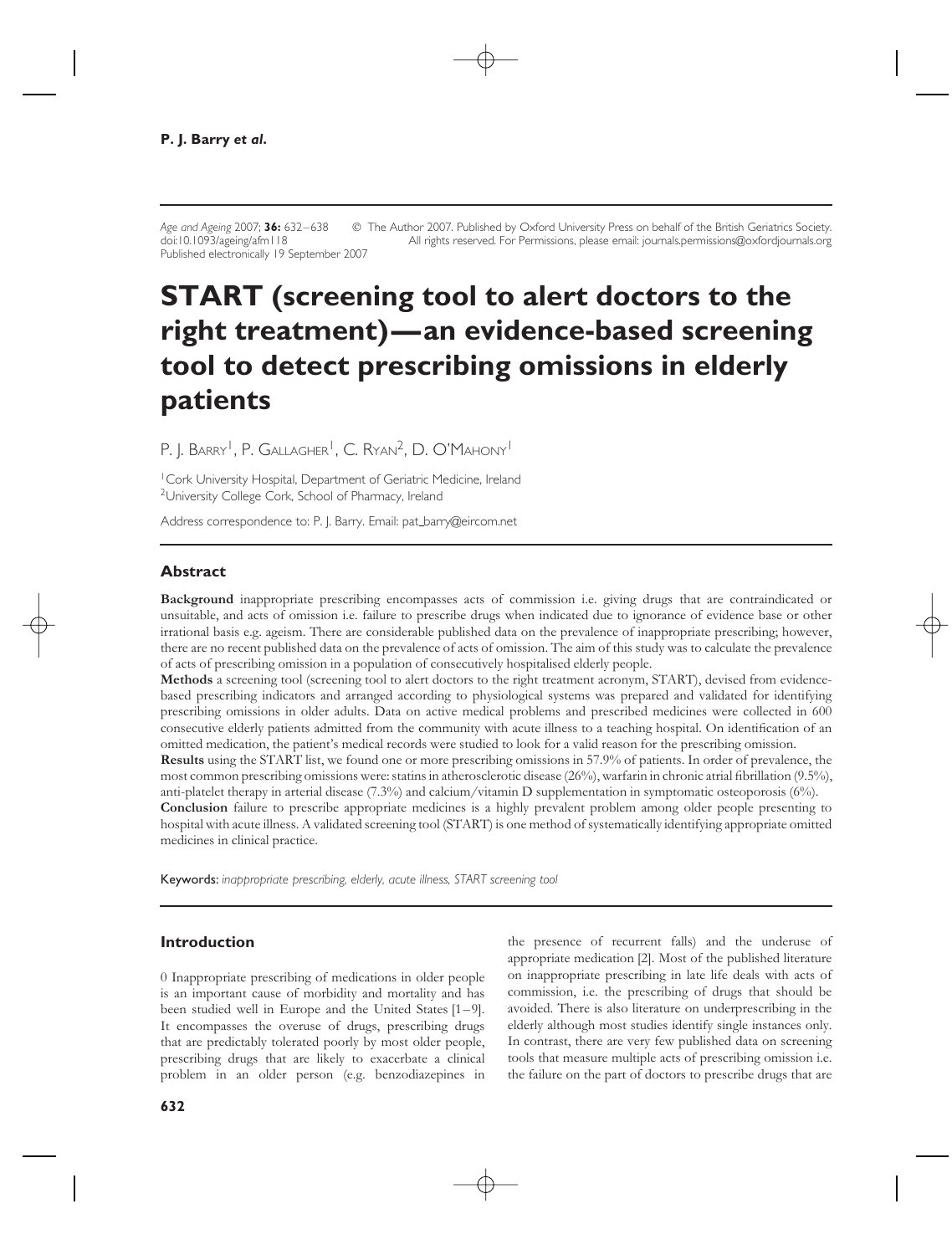Age and Ageing 2007; **36:** 632–638 © The Author 2007. Published by Oxford University Press on behalf of the British Geriatrics Society.
doi:10.1093/ageing/afm118 All rights reserved. For Permissions, please email: journals.permissions@oxfordjournals.org
Published electronically 19 September 2007

# START (screening tool to alert doctors to the right treatment)—an evidence-based screening tool to detect prescribing omissions in elderly patients

P. J. Barry[1], P. Gallagher[1], C. Ryan[2], D. O'Mahony[1]

[1]Cork University Hospital, Department of Geriatric Medicine, Ireland
[2]University College Cork, School of Pharmacy, Ireland

Address correspondence to: P. J. Barry. Email: pat_barry@eircom.net

## Abstract

**Background** inappropriate prescribing encompasses acts of commission i.e. giving drugs that are contraindicated or unsuitable, and acts of omission i.e. failure to prescribe drugs when indicated due to ignorance of evidence base or other irrational basis e.g. ageism. There are considerable published data on the prevalence of inappropriate prescribing; however, there are no recent published data on the prevalence of acts of omission. The aim of this study was to calculate the prevalence of acts of prescribing omission in a population of consecutively hospitalised elderly people.

**Methods** a screening tool (screening tool to alert doctors to the right treatment acronym, START), devised from evidence-based prescribing indicators and arranged according to physiological systems was prepared and validated for identifying prescribing omissions in older adults. Data on active medical problems and prescribed medicines were collected in 600 consecutive elderly patients admitted from the community with acute illness to a teaching hospital. On identification of an omitted medication, the patient's medical records were studied to look for a valid reason for the prescribing omission.

**Results** using the START list, we found one or more prescribing omissions in 57.9% of patients. In order of prevalence, the most common prescribing omissions were: statins in atherosclerotic disease (26%), warfarin in chronic atrial fibrillation (9.5%), anti-platelet therapy in arterial disease (7.3%) and calcium/vitamin D supplementation in symptomatic osteoporosis (6%).

**Conclusion** failure to prescribe appropriate medicines is a highly prevalent problem among older people presenting to hospital with acute illness. A validated screening tool (START) is one method of systematically identifying appropriate omitted medicines in clinical practice.

Keywords: *inappropriate prescribing, elderly, acute illness, START screening tool*

## Introduction

0 Inappropriate prescribing of medications in older people is an important cause of morbidity and mortality and has been studied well in Europe and the United States [1–9]. It encompasses the overuse of drugs, prescribing drugs that are predictably tolerated poorly by most older people, prescribing drugs that are likely to exacerbate a clinical problem in an older person (e.g. benzodiazepines in the presence of recurrent falls) and the underuse of appropriate medication [2]. Most of the published literature on inappropriate prescribing in late life deals with acts of commission, i.e. the prescribing of drugs that should be avoided. There is also literature on underprescribing in the elderly although most studies identify single instances only. In contrast, there are very few published data on screening tools that measure multiple acts of prescribing omission i.e. the failure on the part of doctors to prescribe drugs that are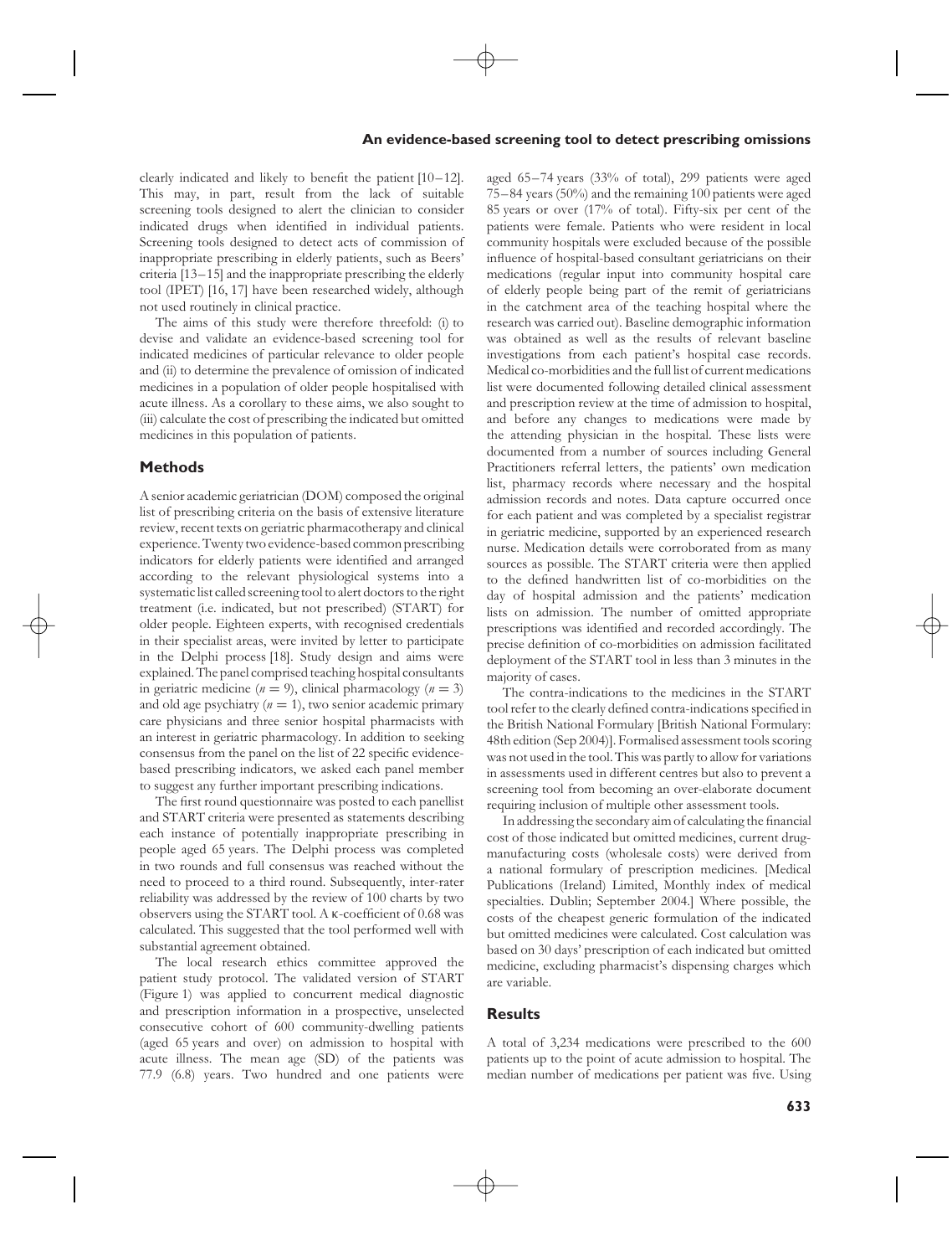clearly indicated and likely to benefit the patient [10–12]. This may, in part, result from the lack of suitable screening tools designed to alert the clinician to consider indicated drugs when identified in individual patients. Screening tools designed to detect acts of commission of inappropriate prescribing in elderly patients, such as Beers' criteria [13–15] and the inappropriate prescribing the elderly tool (IPET) [16, 17] have been researched widely, although not used routinely in clinical practice.

The aims of this study were therefore threefold: (i) to devise and validate an evidence-based screening tool for indicated medicines of particular relevance to older people and (ii) to determine the prevalence of omission of indicated medicines in a population of older people hospitalised with acute illness. As a corollary to these aims, we also sought to (iii) calculate the cost of prescribing the indicated but omitted medicines in this population of patients.

## Methods

A senior academic geriatrician (DOM) composed the original list of prescribing criteria on the basis of extensive literature review, recent texts on geriatric pharmacotherapy and clinical experience. Twenty two evidence-based common prescribing indicators for elderly patients were identified and arranged according to the relevant physiological systems into a systematic list called screening tool to alert doctors to the right treatment (i.e. indicated, but not prescribed) (START) for older people. Eighteen experts, with recognised credentials in their specialist areas, were invited by letter to participate in the Delphi process [18]. Study design and aims were explained. The panel comprised teaching hospital consultants in geriatric medicine ($n = 9$), clinical pharmacology ($n = 3$) and old age psychiatry ($n = 1$), two senior academic primary care physicians and three senior hospital pharmacists with an interest in geriatric pharmacology. In addition to seeking consensus from the panel on the list of 22 specific evidence-based prescribing indicators, we asked each panel member to suggest any further important prescribing indications.

The first round questionnaire was posted to each panellist and START criteria were presented as statements describing each instance of potentially inappropriate prescribing in people aged 65 years. The Delphi process was completed in two rounds and full consensus was reached without the need to proceed to a third round. Subsequently, inter-rater reliability was addressed by the review of 100 charts by two observers using the START tool. A κ-coefficient of 0.68 was calculated. This suggested that the tool performed well with substantial agreement obtained.

The local research ethics committee approved the patient study protocol. The validated version of START (Figure 1) was applied to concurrent medical diagnostic and prescription information in a prospective, unselected consecutive cohort of 600 community-dwelling patients (aged 65 years and over) on admission to hospital with acute illness. The mean age (SD) of the patients was 77.9 (6.8) years. Two hundred and one patients were aged 65–74 years (33% of total), 299 patients were aged 75–84 years (50%) and the remaining 100 patients were aged 85 years or over (17% of total). Fifty-six per cent of the patients were female. Patients who were resident in local community hospitals were excluded because of the possible influence of hospital-based consultant geriatricians on their medications (regular input into community hospital care of elderly people being part of the remit of geriatricians in the catchment area of the teaching hospital where the research was carried out). Baseline demographic information was obtained as well as the results of relevant baseline investigations from each patient's hospital case records. Medical co-morbidities and the full list of current medications list were documented following detailed clinical assessment and prescription review at the time of admission to hospital, and before any changes to medications were made by the attending physician in the hospital. These lists were documented from a number of sources including General Practitioners referral letters, the patients' own medication list, pharmacy records where necessary and the hospital admission records and notes. Data capture occurred once for each patient and was completed by a specialist registrar in geriatric medicine, supported by an experienced research nurse. Medication details were corroborated from as many sources as possible. The START criteria were then applied to the defined handwritten list of co-morbidities on the day of hospital admission and the patients' medication lists on admission. The number of omitted appropriate prescriptions was identified and recorded accordingly. The precise definition of co-morbidities on admission facilitated deployment of the START tool in less than 3 minutes in the majority of cases.

The contra-indications to the medicines in the START tool refer to the clearly defined contra-indications specified in the British National Formulary [British National Formulary: 48th edition (Sep 2004)]. Formalised assessment tools scoring was not used in the tool. This was partly to allow for variations in assessments used in different centres but also to prevent a screening tool from becoming an over-elaborate document requiring inclusion of multiple other assessment tools.

In addressing the secondary aim of calculating the financial cost of those indicated but omitted medicines, current drug-manufacturing costs (wholesale costs) were derived from a national formulary of prescription medicines. [Medical Publications (Ireland) Limited, Monthly index of medical specialties. Dublin; September 2004.] Where possible, the costs of the cheapest generic formulation of the indicated but omitted medicines were calculated. Cost calculation was based on 30 days' prescription of each indicated but omitted medicine, excluding pharmacist's dispensing charges which are variable.

## Results

A total of 3,234 medications were prescribed to the 600 patients up to the point of acute admission to hospital. The median number of medications per patient was five. Using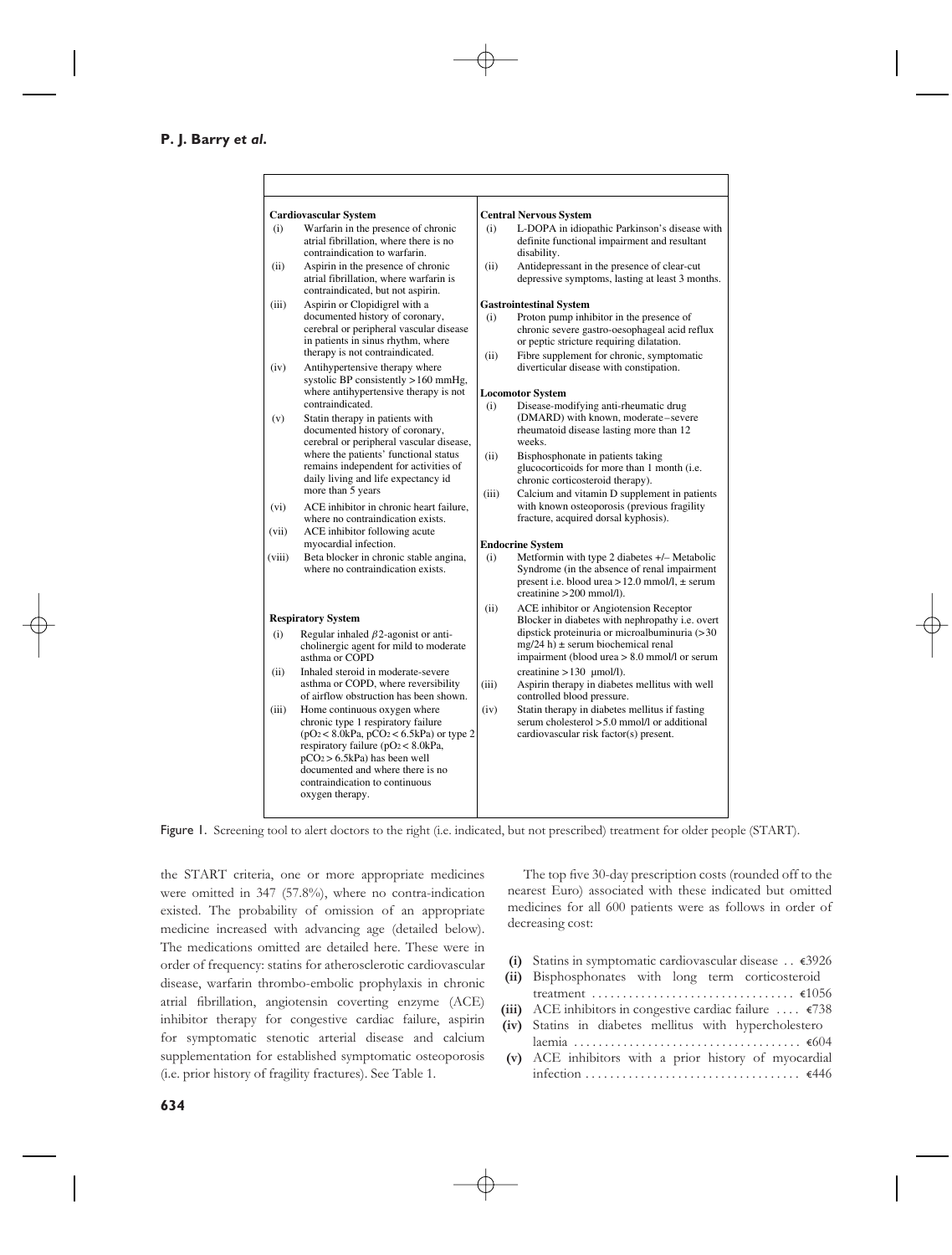**Cardiovascular System**

(i) Warfarin in the presence of chronic atrial fibrillation, where there is no contraindication to warfarin.

(ii) Aspirin in the presence of chronic atrial fibrillation, where warfarin is contraindicated, but not aspirin.

(iii) Aspirin or Clopidigrel with a documented history of coronary, cerebral or peripheral vascular disease in patients in sinus rhythm, where therapy is not contraindicated.

(iv) Antihypertensive therapy where systolic BP consistently >160 mmHg, where antihypertensive therapy is not contraindicated.

(v) Statin therapy in patients with documented history of coronary, cerebral or peripheral vascular disease, where the patients' functional status remains independent for activities of daily living and life expectancy id more than 5 years

(vi) ACE inhibitor in chronic heart failure, where no contraindication exists.

(vii) ACE inhibitor following acute myocardial infection.

(viii) Beta blocker in chronic stable angina, where no contraindication exists.

**Respiratory System**

(i) Regular inhaled $\beta$2-agonist or anti-cholinergic agent for mild to moderate asthma or COPD

(ii) Inhaled steroid in moderate-severe asthma or COPD, where reversibility of airflow obstruction has been shown.

(iii) Home continuous oxygen where chronic type 1 respiratory failure ($pO_2$ < 8.0kPa, $pCO_2$ < 6.5kPa) or type 2 respiratory failure ($pO_2$ < 8.0kPa, $pCO_2$ > 6.5kPa) has been well documented and where there is no contraindication to continuous oxygen therapy.

**Central Nervous System**

(i) L-DOPA in idiopathic Parkinson's disease with definite functional impairment and resultant disability.

(ii) Antidepressant in the presence of clear-cut depressive symptoms, lasting at least 3 months.

**Gastrointestinal System**

(i) Proton pump inhibitor in the presence of chronic severe gastro-oesophageal acid reflux or peptic stricture requiring dilatation.

(ii) Fibre supplement for chronic, symptomatic diverticular disease with constipation.

**Locomotor System**

(i) Disease-modifying anti-rheumatic drug (DMARD) with known, moderate–severe rheumatoid disease lasting more than 12 weeks.

(ii) Bisphosphonate in patients taking glucocorticoids for more than 1 month (i.e. chronic corticosteroid therapy).

(iii) Calcium and vitamin D supplement in patients with known osteoporosis (previous fragility fracture, acquired dorsal kyphosis).

**Endocrine System**

(i) Metformin with type 2 diabetes +/– Metabolic Syndrome (in the absence of renal impairment present i.e. blood urea >12.0 mmol/l, ± serum creatinine >200 mmol/l).

(ii) ACE inhibitor or Angiotension Receptor Blocker in diabetes with nephropathy i.e. overt dipstick proteinuria or microalbuminuria (>30 mg/24 h) ± serum biochemical renal impairment (blood urea > 8.0 mmol/l or serum creatinine >130 μmol/l).

(iii) Aspirin therapy in diabetes mellitus with well controlled blood pressure.

(iv) Statin therapy in diabetes mellitus if fasting serum cholesterol >5.0 mmol/l or additional cardiovascular risk factor(s) present.

Figure 1. Screening tool to alert doctors to the right (i.e. indicated, but not prescribed) treatment for older people (START).

the START criteria, one or more appropriate medicines were omitted in 347 (57.8%), where no contra-indication existed. The probability of omission of an appropriate medicine increased with advancing age (detailed below). The medications omitted are detailed here. These were in order of frequency: statins for atherosclerotic cardiovascular disease, warfarin thrombo-embolic prophylaxis in chronic atrial fibrillation, angiotensin coverting enzyme (ACE) inhibitor therapy for congestive cardiac failure, aspirin for symptomatic stenotic arterial disease and calcium supplementation for established symptomatic osteoporosis (i.e. prior history of fragility fractures). See Table 1.

The top five 30-day prescription costs (rounded off to the nearest Euro) associated with these indicated but omitted medicines for all 600 patients were as follows in order of decreasing cost:

**(i)** Statins in symptomatic cardiovascular disease .. €3926
**(ii)** Bisphosphonates with long term corticosteroid treatment .................................. €1056
**(iii)** ACE inhibitors in congestive cardiac failure .... €738
**(iv)** Statins in diabetes mellitus with hypercholesterolaemia ...................................... €604
**(v)** ACE inhibitors with a prior history of myocardial infection .................................. €446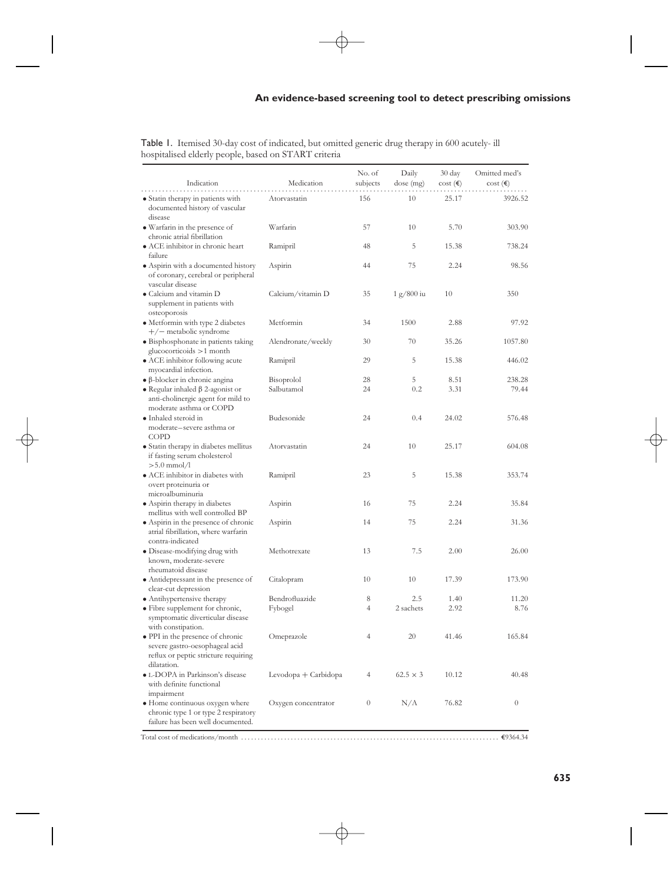Table 1. Itemised 30-day cost of indicated, but omitted generic drug therapy in 600 acutely- ill hospitalised elderly people, based on START criteria

| Indication | Medication | No. of subjects | Daily dose (mg) | 30 day cost (€) | Omitted med's cost (€) |
|---|---|---|---|---|---|
| • Statin therapy in patients with documented history of vascular disease | Atorvastatin | 156 | 10 | 25.17 | 3926.52 |
| • Warfarin in the presence of chronic atrial fibrillation | Warfarin | 57 | 10 | 5.70 | 303.90 |
| • ACE inhibitor in chronic heart failure | Ramipril | 48 | 5 | 15.38 | 738.24 |
| • Aspirin with a documented history of coronary, cerebral or peripheral vascular disease | Aspirin | 44 | 75 | 2.24 | 98.56 |
| • Calcium and vitamin D supplement in patients with osteoporosis | Calcium/vitamin D | 35 | 1 g/800 iu | 10 | 350 |
| • Metformin with type 2 diabetes +/− metabolic syndrome | Metformin | 34 | 1500 | 2.88 | 97.92 |
| • Bisphosphonate in patients taking glucocorticoids >1 month | Alendronate/weekly | 30 | 70 | 35.26 | 1057.80 |
| • ACE inhibitor following acute myocardial infection. | Ramipril | 29 | 5 | 15.38 | 446.02 |
| • β-blocker in chronic angina | Bisoprolol | 28 | 5 | 8.51 | 238.28 |
| • Regular inhaled β 2-agonist or anti-cholinergic agent for mild to moderate asthma or COPD | Salbutamol | 24 | 0.2 | 3.31 | 79.44 |
| • Inhaled steroid in moderate−severe asthma or COPD | Budesonide | 24 | 0.4 | 24.02 | 576.48 |
| • Statin therapy in diabetes mellitus if fasting serum cholesterol >5.0 mmol/l | Atorvastatin | 24 | 10 | 25.17 | 604.08 |
| • ACE inhibitor in diabetes with overt proteinuria or microalbuminuria | Ramipril | 23 | 5 | 15.38 | 353.74 |
| • Aspirin therapy in diabetes mellitus with well controlled BP | Aspirin | 16 | 75 | 2.24 | 35.84 |
| • Aspirin in the presence of chronic atrial fibrillation, where warfarin contra-indicated | Aspirin | 14 | 75 | 2.24 | 31.36 |
| • Disease-modifying drug with known, moderate-severe rheumatoid disease | Methotrexate | 13 | 7.5 | 2.00 | 26.00 |
| • Antidepressant in the presence of clear-cut depression | Citalopram | 10 | 10 | 17.39 | 173.90 |
| • Antihypertensive therapy | Bendrofluazide | 8 | 2.5 | 1.40 | 11.20 |
| • Fibre supplement for chronic, symptomatic diverticular disease with constipation. | Fybogel | 4 | 2 sachets | 2.92 | 8.76 |
| • PPI in the presence of chronic severe gastro-oesophageal acid reflux or peptic stricture requiring dilatation. | Omeprazole | 4 | 20 | 41.46 | 165.84 |
| • L-DOPA in Parkinson's disease with definite functional impairment | Levodopa + Carbidopa | 4 | 62.5 × 3 | 10.12 | 40.48 |
| • Home continuous oxygen where chronic type 1 or type 2 respiratory failure has been well documented. | Oxygen concentrator | 0 | N/A | 76.82 | 0 |
| Total cost of medications/month | | | | | €9364.34 |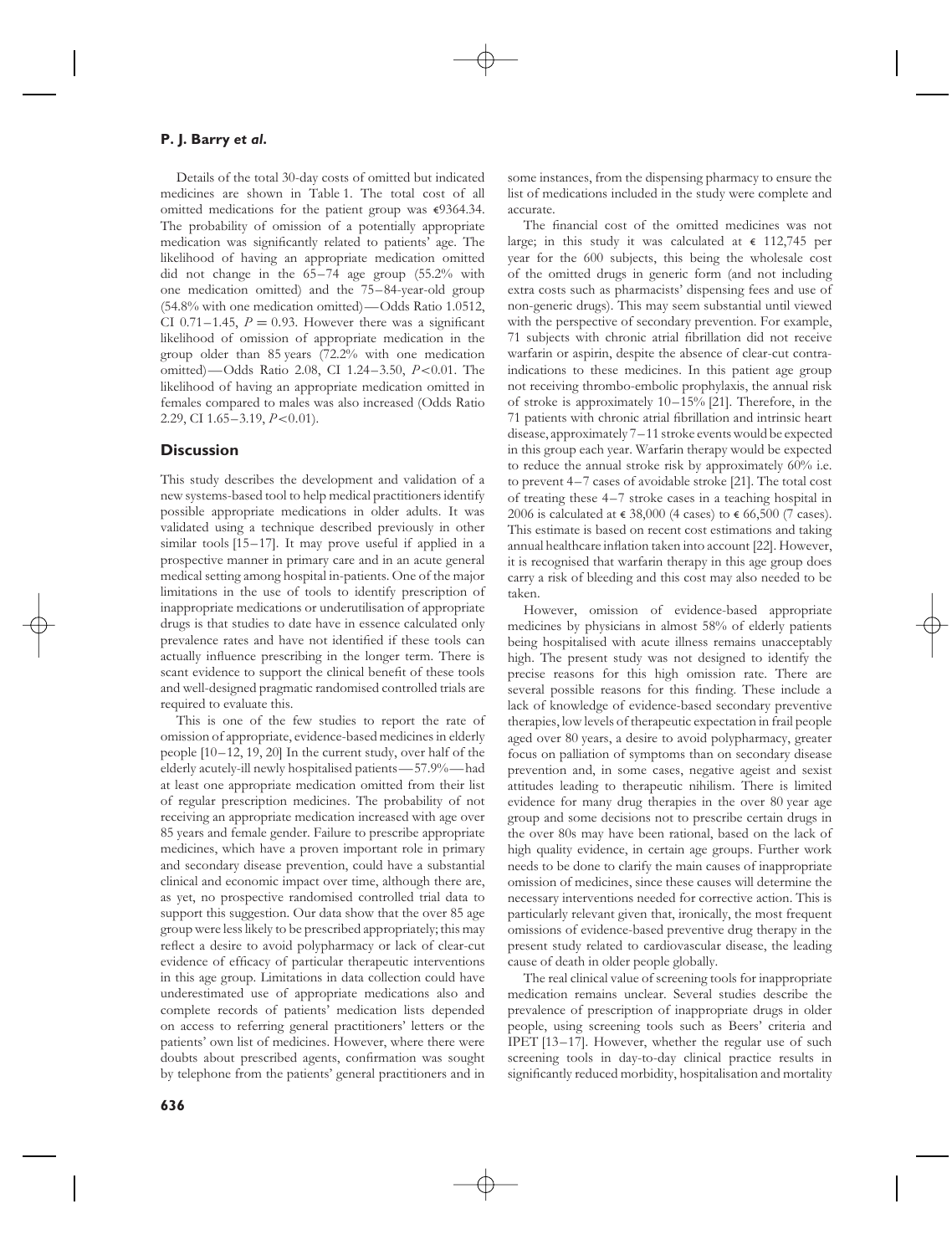Details of the total 30-day costs of omitted but indicated medicines are shown in Table 1. The total cost of all omitted medications for the patient group was €9364.34. The probability of omission of a potentially appropriate medication was significantly related to patients' age. The likelihood of having an appropriate medication omitted did not change in the 65–74 age group (55.2% with one medication omitted) and the 75–84-year-old group (54.8% with one medication omitted) — Odds Ratio 1.0512, CI 0.71–1.45, $P = 0.93$. However there was a significant likelihood of omission of appropriate medication in the group older than 85 years (72.2% with one medication omitted) — Odds Ratio 2.08, CI 1.24–3.50, $P < 0.01$. The likelihood of having an appropriate medication omitted in females compared to males was also increased (Odds Ratio 2.29, CI 1.65–3.19, $P < 0.01$).

## Discussion

This study describes the development and validation of a new systems-based tool to help medical practitioners identify possible appropriate medications in older adults. It was validated using a technique described previously in other similar tools [15–17]. It may prove useful if applied in a prospective manner in primary care and in an acute general medical setting among hospital in-patients. One of the major limitations in the use of tools to identify prescription of inappropriate medications or underutilisation of appropriate drugs is that studies to date have in essence calculated only prevalence rates and have not identified if these tools can actually influence prescribing in the longer term. There is scant evidence to support the clinical benefit of these tools and well-designed pragmatic randomised controlled trials are required to evaluate this.

This is one of the few studies to report the rate of omission of appropriate, evidence-based medicines in elderly people [10–12, 19, 20] In the current study, over half of the elderly acutely-ill newly hospitalised patients — 57.9% — had at least one appropriate medication omitted from their list of regular prescription medicines. The probability of not receiving an appropriate medication increased with age over 85 years and female gender. Failure to prescribe appropriate medicines, which have a proven important role in primary and secondary disease prevention, could have a substantial clinical and economic impact over time, although there are, as yet, no prospective randomised controlled trial data to support this suggestion. Our data show that the over 85 age group were less likely to be prescribed appropriately; this may reflect a desire to avoid polypharmacy or lack of clear-cut evidence of efficacy of particular therapeutic interventions in this age group. Limitations in data collection could have underestimated use of appropriate medications also and complete records of patients' medication lists depended on access to referring general practitioners' letters or the patients' own list of medicines. However, where there were doubts about prescribed agents, confirmation was sought by telephone from the patients' general practitioners and in some instances, from the dispensing pharmacy to ensure the list of medications included in the study were complete and accurate.

The financial cost of the omitted medicines was not large; in this study it was calculated at € 112,745 per year for the 600 subjects, this being the wholesale cost of the omitted drugs in generic form (and not including extra costs such as pharmacists' dispensing fees and use of non-generic drugs). This may seem substantial until viewed with the perspective of secondary prevention. For example, 71 subjects with chronic atrial fibrillation did not receive warfarin or aspirin, despite the absence of clear-cut contraindications to these medicines. In this patient age group not receiving thrombo-embolic prophylaxis, the annual risk of stroke is approximately 10–15% [21]. Therefore, in the 71 patients with chronic atrial fibrillation and intrinsic heart disease, approximately 7–11 stroke events would be expected in this group each year. Warfarin therapy would be expected to reduce the annual stroke risk by approximately 60% i.e. to prevent 4–7 cases of avoidable stroke [21]. The total cost of treating these 4–7 stroke cases in a teaching hospital in 2006 is calculated at € 38,000 (4 cases) to € 66,500 (7 cases). This estimate is based on recent cost estimations and taking annual healthcare inflation taken into account [22]. However, it is recognised that warfarin therapy in this age group does carry a risk of bleeding and this cost may also needed to be taken.

However, omission of evidence-based appropriate medicines by physicians in almost 58% of elderly patients being hospitalised with acute illness remains unacceptably high. The present study was not designed to identify the precise reasons for this high omission rate. There are several possible reasons for this finding. These include a lack of knowledge of evidence-based secondary preventive therapies, low levels of therapeutic expectation in frail people aged over 80 years, a desire to avoid polypharmacy, greater focus on palliation of symptoms than on secondary disease prevention and, in some cases, negative ageist and sexist attitudes leading to therapeutic nihilism. There is limited evidence for many drug therapies in the over 80 year age group and some decisions not to prescribe certain drugs in the over 80s may have been rational, based on the lack of high quality evidence, in certain age groups. Further work needs to be done to clarify the main causes of inappropriate omission of medicines, since these causes will determine the necessary interventions needed for corrective action. This is particularly relevant given that, ironically, the most frequent omissions of evidence-based preventive drug therapy in the present study related to cardiovascular disease, the leading cause of death in older people globally.

The real clinical value of screening tools for inappropriate medication remains unclear. Several studies describe the prevalence of prescription of inappropriate drugs in older people, using screening tools such as Beers' criteria and IPET [13–17]. However, whether the regular use of such screening tools in day-to-day clinical practice results in significantly reduced morbidity, hospitalisation and mortality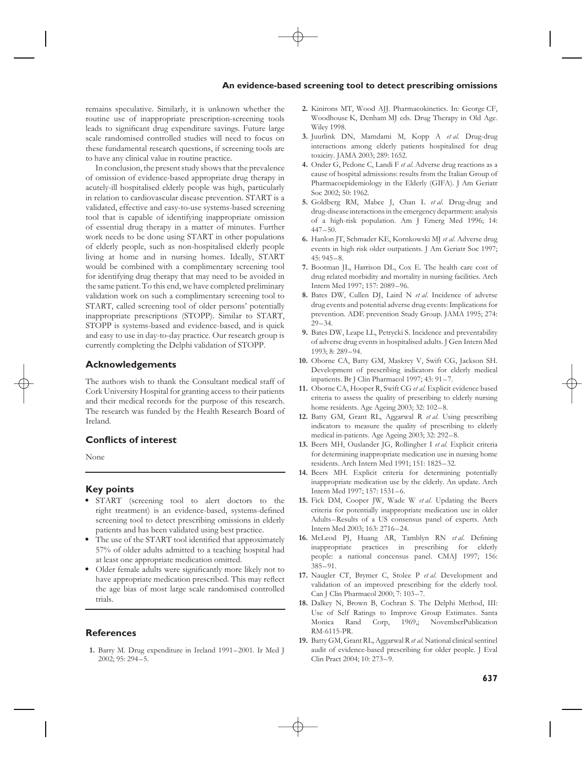remains speculative. Similarly, it is unknown whether the routine use of inappropriate prescription-screening tools leads to significant drug expenditure savings. Future large scale randomised controlled studies will need to focus on these fundamental research questions, if screening tools are to have any clinical value in routine practice.

In conclusion, the present study shows that the prevalence of omission of evidence-based appropriate drug therapy in acutely-ill hospitalised elderly people was high, particularly in relation to cardiovascular disease prevention. START is a validated, effective and easy-to-use systems-based screening tool that is capable of identifying inappropriate omission of essential drug therapy in a matter of minutes. Further work needs to be done using START in other populations of elderly people, such as non-hospitalised elderly people living at home and in nursing homes. Ideally, START would be combined with a complimentary screening tool for identifying drug therapy that may need to be avoided in the same patient. To this end, we have completed preliminary validation work on such a complimentary screening tool to START, called screening tool of older persons' potentially inappropriate prescriptions (STOPP). Similar to START, STOPP is systems-based and evidence-based, and is quick and easy to use in day-to-day practice. Our research group is currently completing the Delphi validation of STOPP.

## Acknowledgements

The authors wish to thank the Consultant medical staff of Cork University Hospital for granting access to their patients and their medical records for the purpose of this research. The research was funded by the Health Research Board of Ireland.

## Conflicts of interest

None

## Key points

- START (screening tool to alert doctors to the right treatment) is an evidence-based, systems-defined screening tool to detect prescribing omissions in elderly patients and has been validated using best practice.
- The use of the START tool identified that approximately 57% of older adults admitted to a teaching hospital had at least one appropriate medication omitted.
- Older female adults were significantly more likely not to have appropriate medication prescribed. This may reflect the age bias of most large scale randomised controlled trials.

## References

1. Barry M. Drug expenditure in Ireland 1991–2001. Ir Med J 2002; 95: 294–5.
2. Kinirons MT, Wood AJJ. Pharmacokinetics. In: George CF, Woodhouse K, Denham MJ eds. Drug Therapy in Old Age. Wiley 1998.
3. Juurlink DN, Mamdami M, Kopp A *et al.* Drug-drug interactions among elderly patients hospitalised for drug toxicity. JAMA 2003; 289: 1652.
4. Onder G, Pedone C, Landi F *et al.* Adverse drug reactions as a cause of hospital admissions: results from the Italian Group of Pharmacoepidemiology in the Elderly (GIFA). J Am Geriatr Soc 2002; 50: 1962.
5. Goldberg RM, Mabee J, Chan L *et al.* Drug-drug and drug-disease interactions in the emergency department: analysis of a high-risk population. Am J Emerg Med 1996; 14: 447–50.
6. Hanlon JT, Schmader KE, Kornkowski MJ *et al.* Adverse drug events in high risk older outpatients. J Am Geriatr Soc 1997; 45: 945–8.
7. Bootman JL, Harrison DL, Cox E. The health care cost of drug related morbidity and mortality in nursing facilities. Arch Intern Med 1997; 157: 2089–96.
8. Bates DW, Cullen DJ, Laird N *et al.* Incidence of adverse drug events and potential adverse drug events: Implications for prevention. ADE prevention Study Group. JAMA 1995; 274: 29–34.
9. Bates DW, Leape LL, Petrycki S. Incidence and preventability of adverse drug events in hospitalised adults. J Gen Intern Med 1993; 8: 289–94.
10. Oborne CA, Batty GM, Maskrey V, Swift CG, Jackson SH. Development of prescribing indicators for elderly medical inpatients. Br J Clin Pharmacol 1997; 43: 91–7.
11. Oborne CA, Hooper R, Swift CG *et al.* Explicit evidence based criteria to assess the quality of prescribing to elderly nursing home residents. Age Ageing 2003; 32: 102–8.
12. Batty GM, Grant RL, Aggarwal R *et al.* Using prescribing indicators to measure the quality of prescribing to elderly medical in-patients. Age Ageing 2003; 32: 292–8.
13. Beers MH, Ouslander JG, Rollingher I *et al.* Explicit criteria for determining inappropriate medication use in nursing home residents. Arch Intern Med 1991; 151: 1825–32.
14. Beers MH. Explicit criteria for determining potentially inappropriate medication use by the elderly. An update. Arch Intern Med 1997; 157: 1531–6.
15. Fick DM, Cooper JW, Wade W *et al.* Updating the Beers criteria for potentially inappropriate medication use in older Adults–Results of a US consensus panel of experts. Arch Intern Med 2003; 163: 2716–24.
16. McLeod PJ, Huang AR, Tamblyn RN *et al.* Defining inappropriate practices in prescribing for elderly people: a national concensus panel. CMAJ 1997; 156: 385–91.
17. Naugler CT, Brymer C, Stolee P *et al.* Development and validation of an improved prescribing for the elderly tool. Can J Clin Pharmacol 2000; 7: 103–7.
18. Dalkey N, Brown B, Cochran S. The Delphi Method, III: Use of Self Ratings to Improve Group Estimates. Santa Monica Rand Corp, 1969,; NovemberPublication RM-6115-PR.
19. Batty GM, Grant RL, Aggarwal R *et al.* National clinical sentinel audit of evidence-based prescribing for older people. J Eval Clin Pract 2004; 10: 273–9.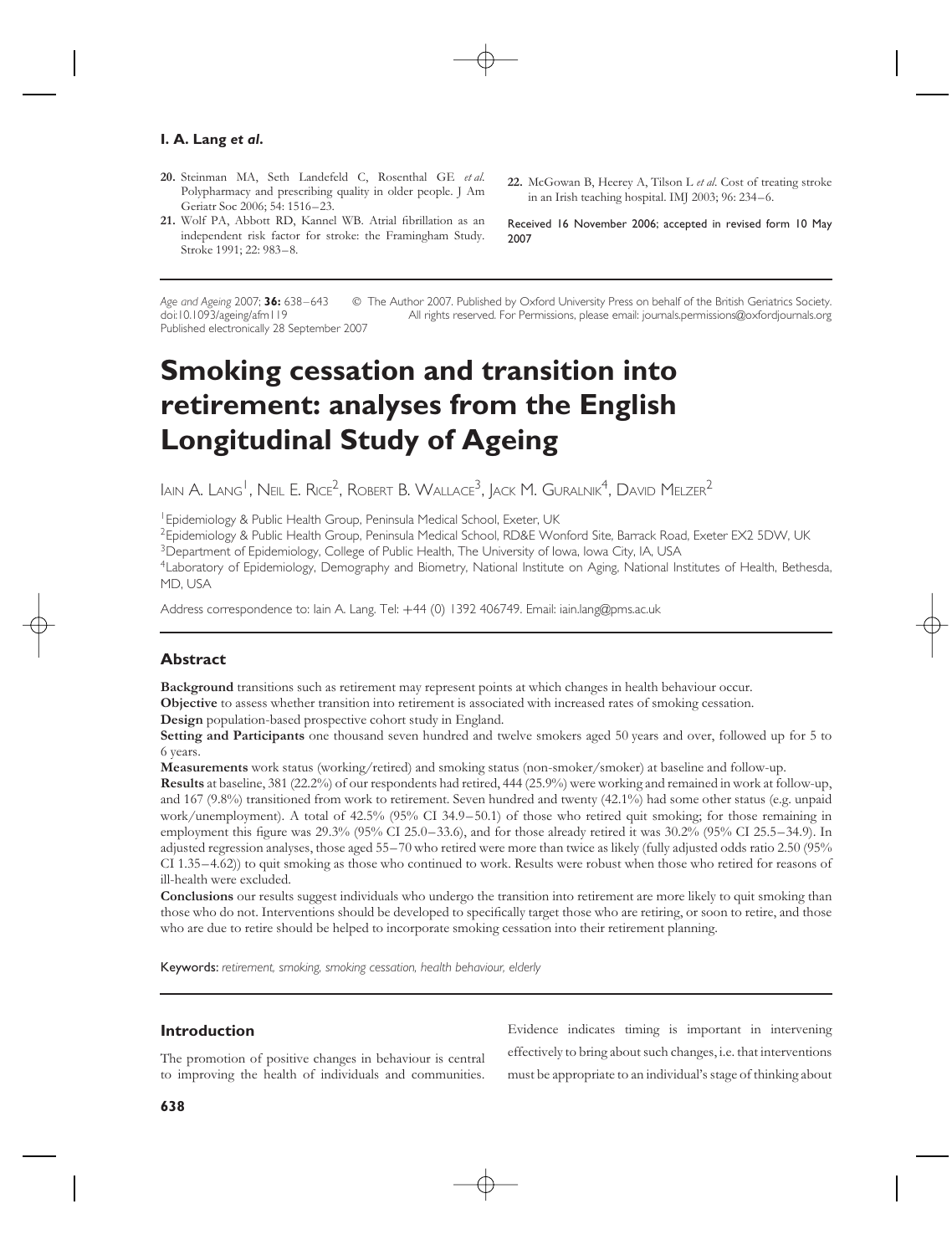20. Steinman MA, Seth Landefeld C, Rosenthal GE *et al.* Polypharmacy and prescribing quality in older people. J Am Geriatr Soc 2006; 54: 1516–23.

21. Wolf PA, Abbott RD, Kannel WB. Atrial fibrillation as an independent risk factor for stroke: the Framingham Study. Stroke 1991; 22: 983–8.

22. McGowan B, Heerey A, Tilson L *et al.* Cost of treating stroke in an Irish teaching hospital. IMJ 2003; 96: 234–6.

Received 16 November 2006; accepted in revised form 10 May 2007

---

*Age and Ageing* 2007; **36:** 638–643 © The Author 2007. Published by Oxford University Press on behalf of the British Geriatrics Society.
doi:10.1093/ageing/afm119 All rights reserved. For Permissions, please email: journals.permissions@oxfordjournals.org
Published electronically 28 September 2007

# Smoking cessation and transition into retirement: analyses from the English Longitudinal Study of Ageing

Iain A. Lang[1], Neil E. Rice[2], Robert B. Wallace[3], Jack M. Guralnik[4], David Melzer[2]

[1]Epidemiology & Public Health Group, Peninsula Medical School, Exeter, UK
[2]Epidemiology & Public Health Group, Peninsula Medical School, RD&E Wonford Site, Barrack Road, Exeter EX2 5DW, UK
[3]Department of Epidemiology, College of Public Health, The University of Iowa, Iowa City, IA, USA
[4]Laboratory of Epidemiology, Demography and Biometry, National Institute on Aging, National Institutes of Health, Bethesda, MD, USA

Address correspondence to: Iain A. Lang. Tel: +44 (0) 1392 406749. Email: iain.lang@pms.ac.uk

## Abstract

**Background** transitions such as retirement may represent points at which changes in health behaviour occur.

**Objective** to assess whether transition into retirement is associated with increased rates of smoking cessation.

**Design** population-based prospective cohort study in England.

**Setting and Participants** one thousand seven hundred and twelve smokers aged 50 years and over, followed up for 5 to 6 years.

**Measurements** work status (working/retired) and smoking status (non-smoker/smoker) at baseline and follow-up.

**Results** at baseline, 381 (22.2%) of our respondents had retired, 444 (25.9%) were working and remained in work at follow-up, and 167 (9.8%) transitioned from work to retirement. Seven hundred and twenty (42.1%) had some other status (e.g. unpaid work/unemployment). A total of 42.5% (95% CI 34.9–50.1) of those who retired quit smoking; for those remaining in employment this figure was 29.3% (95% CI 25.0–33.6), and for those already retired it was 30.2% (95% CI 25.5–34.9). In adjusted regression analyses, those aged 55–70 who retired were more than twice as likely (fully adjusted odds ratio 2.50 (95% CI 1.35–4.62)) to quit smoking as those who continued to work. Results were robust when those who retired for reasons of ill-health were excluded.

**Conclusions** our results suggest individuals who undergo the transition into retirement are more likely to quit smoking than those who do not. Interventions should be developed to specifically target those who are retiring, or soon to retire, and those who are due to retire should be helped to incorporate smoking cessation into their retirement planning.

Keywords: *retirement, smoking, smoking cessation, health behaviour, elderly*

## Introduction

The promotion of positive changes in behaviour is central to improving the health of individuals and communities. Evidence indicates timing is important in intervening effectively to bring about such changes, i.e. that interventions must be appropriate to an individual's stage of thinking about